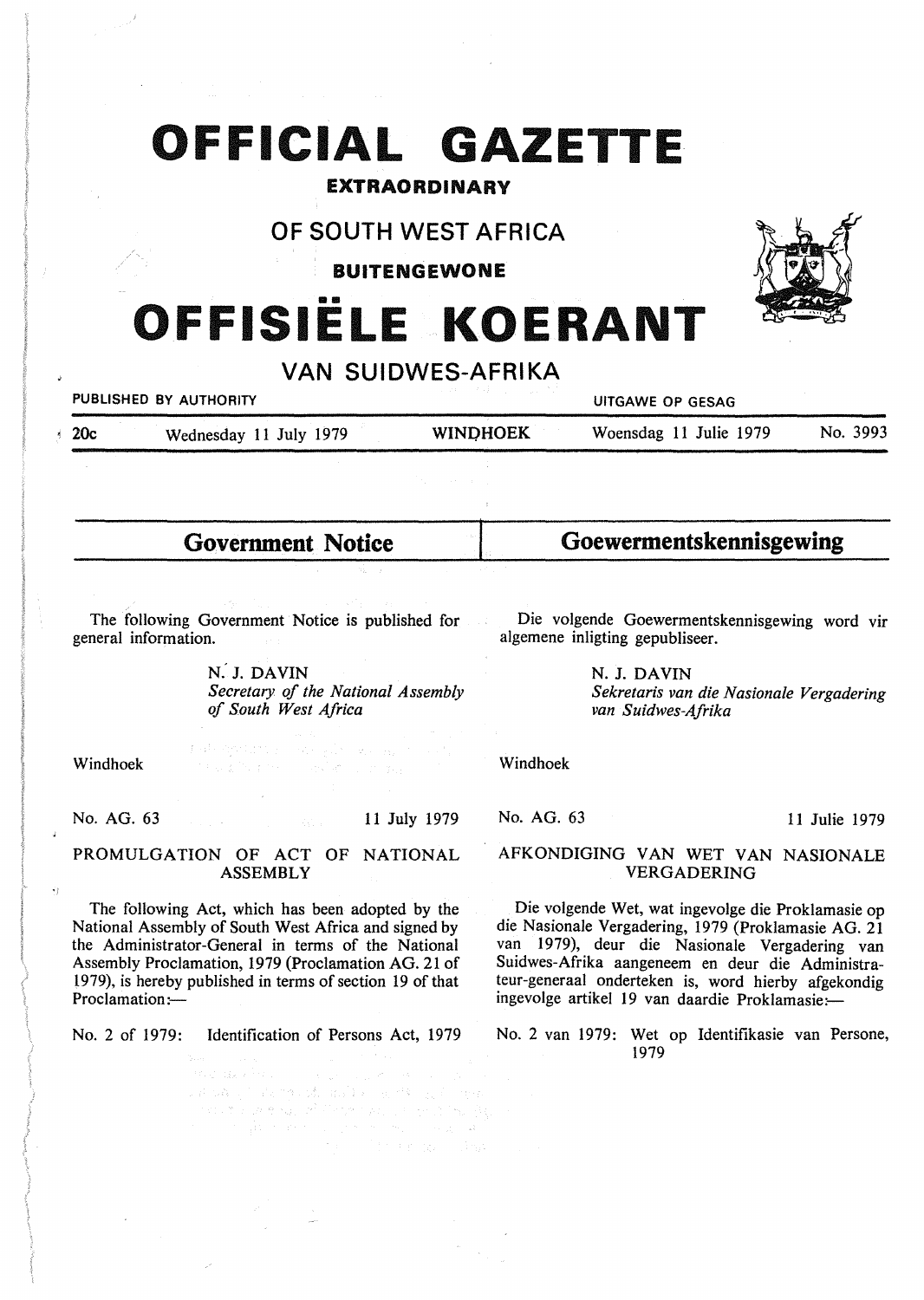# OFFICIAL GAZETTE

## EXTRAORDINARY

## OF SOUTH WEST AFRICA

## BUITENGEWONE

# OFFISIËLE KOERANT

## VAN SUIDWES-AFRIKA

PUBLISHED BY AUTHORITY — UITGAWE OP GESAG

20c — Wednesday 11 July 1979 — WINDHOEK — Woensdag 11 Julie 1979 — No. 3993

## Government Notice

The following Government Notice is published for general information.

N. J. DAVIN
*Secretary of the National Assembly of South West Africa*

Windhoek

No. AG. 63 — 11 July 1979

### PROMULGATION OF ACT OF NATIONAL ASSEMBLY

The following Act, which has been adopted by the National Assembly of South West Africa and signed by the Administrator-General in terms of the National Assembly Proclamation, 1979 (Proclamation AG. 21 of 1979), is hereby published in terms of section 19 of that Proclamation:—

No. 2 of 1979: Identification of Persons Act, 1979

## Goewermentskennisgewing

Die volgende Goewermentskennisgewing word vir algemene inligting gepubliseer.

N. J. DAVIN
*Sekretaris van die Nasionale Vergadering van Suidwes-Afrika*

Windhoek

No. AG. 63 — 11 Julie 1979

### AFKONDIGING VAN WET VAN NASIONALE VERGADERING

Die volgende Wet, wat ingevolge die Proklamasie op die Nasionale Vergadering, 1979 (Proklamasie AG. 21 van 1979), deur die Nasionale Vergadering van Suidwes-Afrika aangeneem en deur die Administrateur-generaal onderteken is, word hierby afgekondig ingevolge artikel 19 van daardie Proklamasie:—

No. 2 van 1979: Wet op Identifikasie van Persone, 1979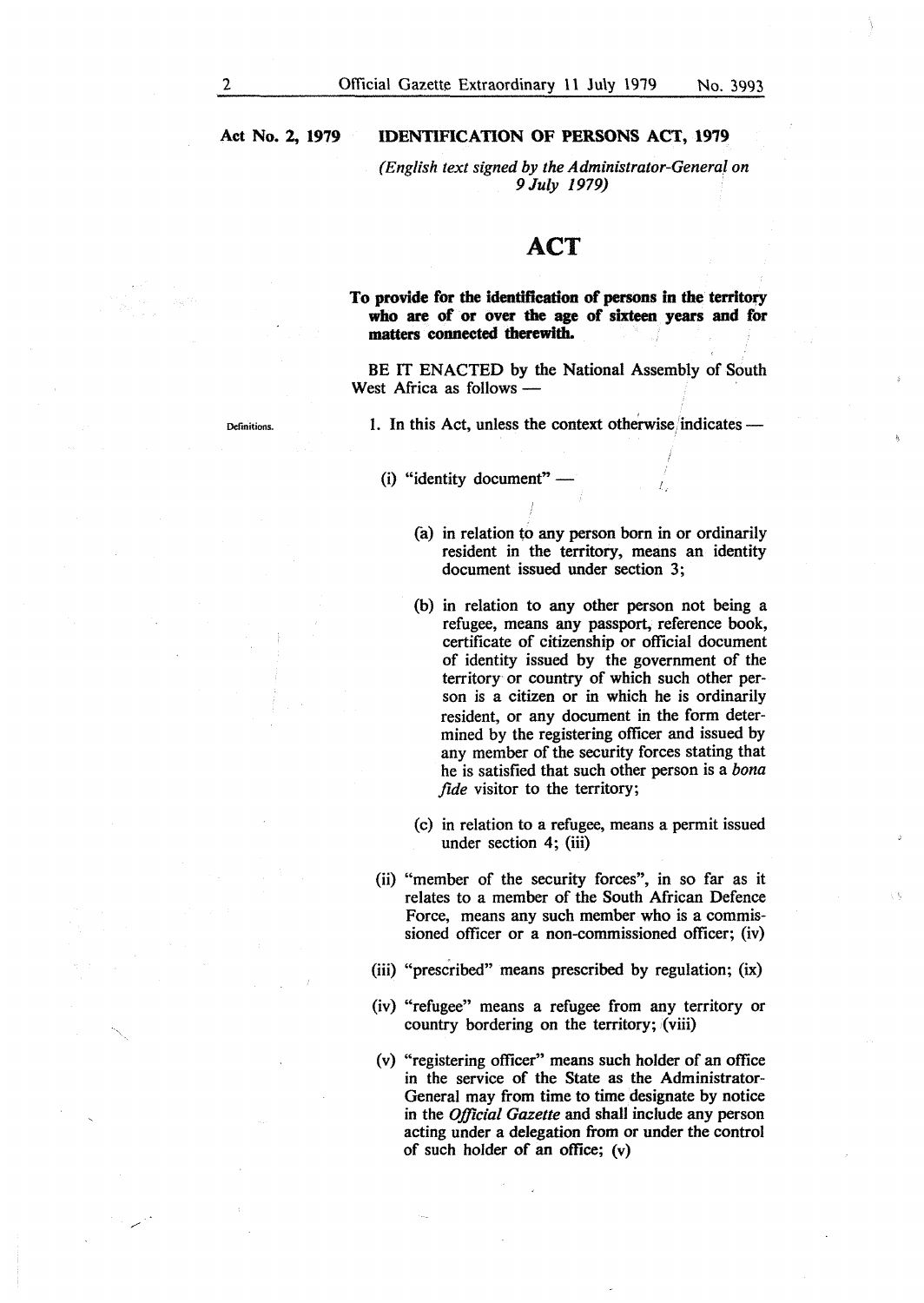**Act No. 2, 1979** **IDENTIFICATION OF PERSONS ACT, 1979**

*(English text signed by the Administrator-General on 9 July 1979)*

# ACT

**To provide for the identification of persons in the territory who are of or over the age of sixteen years and for matters connected therewith.**

BE IT ENACTED by the National Assembly of South West Africa as follows —

Definitions.

1. In this Act, unless the context otherwise indicates —

(i) "identity document" —

(a) in relation to any person born in or ordinarily resident in the territory, means an identity document issued under section 3;

(b) in relation to any other person not being a refugee, means any passport, reference book, certificate of citizenship or official document of identity issued by the government of the territory or country of which such other person is a citizen or in which he is ordinarily resident, or any document in the form determined by the registering officer and issued by any member of the security forces stating that he is satisfied that such other person is a *bona fide* visitor to the territory;

(c) in relation to a refugee, means a permit issued under section 4; (iii)

(ii) "member of the security forces", in so far as it relates to a member of the South African Defence Force, means any such member who is a commissioned officer or a non-commissioned officer; (iv)

(iii) "prescribed" means prescribed by regulation; (ix)

(iv) "refugee" means a refugee from any territory or country bordering on the territory; (viii)

(v) "registering officer" means such holder of an office in the service of the State as the Administrator-General may from time to time designate by notice in the *Official Gazette* and shall include any person acting under a delegation from or under the control of such holder of an office; (v)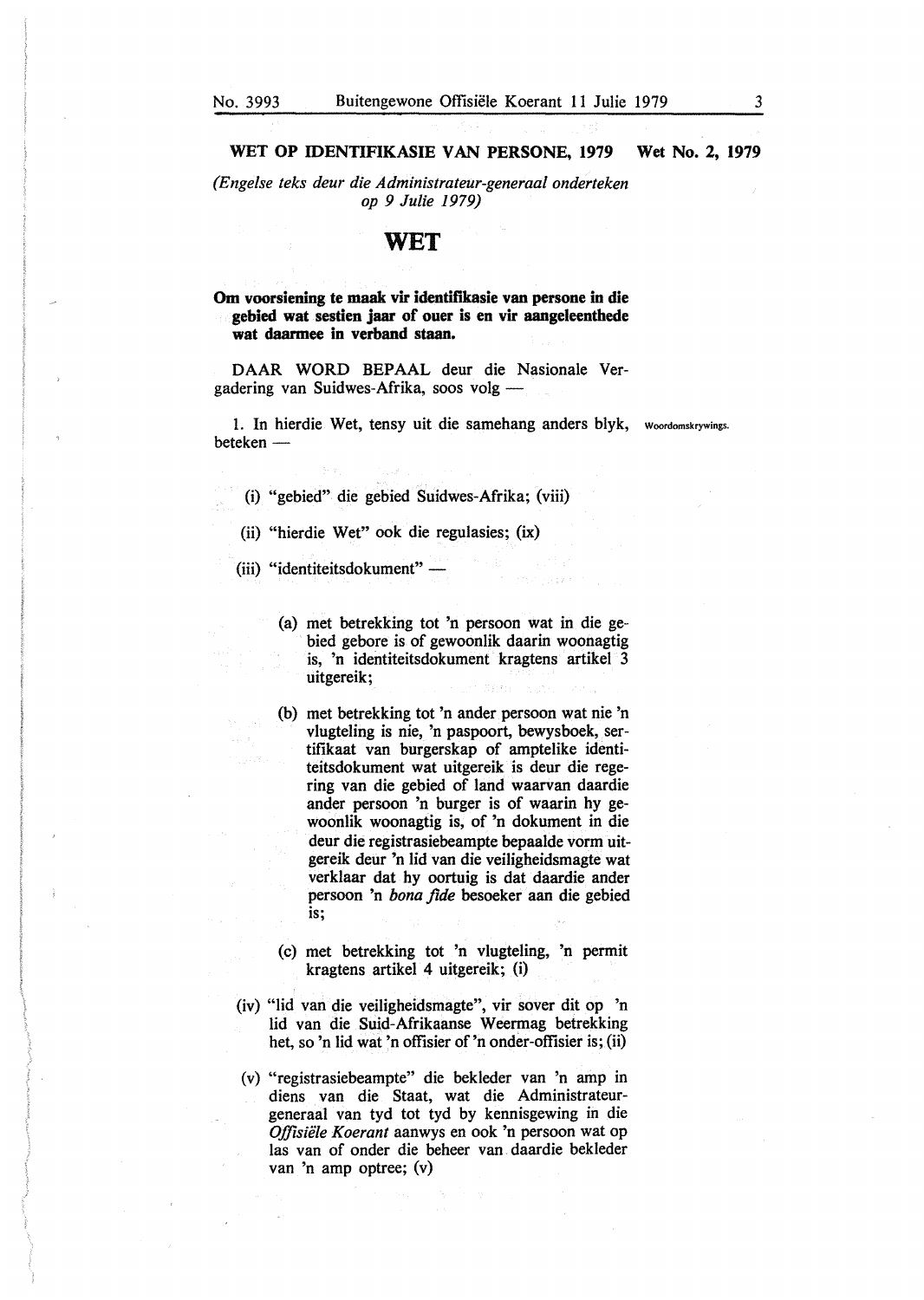**WET OP IDENTIFIKASIE VAN PERSONE, 1979 Wet No. 2, 1979**

*(Engelse teks deur die Administrateur-generaal onderteken op 9 Julie 1979)*

# WET

**Om voorsiening te maak vir identifikasie van persone in die gebied wat sestien jaar of ouer is en vir aangeleenthede wat daarmee in verband staan.**

DAAR WORD BEPAAL deur die Nasionale Vergadering van Suidwes-Afrika, soos volg —

Woordomskrywings.

1. In hierdie Wet, tensy uit die samehang anders blyk, beteken —

(i) "gebied" die gebied Suidwes-Afrika; (viii)

(ii) "hierdie Wet" ook die regulasies; (ix)

(iii) "identiteitsdokument" —

(a) met betrekking tot 'n persoon wat in die gebied gebore is of gewoonlik daarin woonagtig is, 'n identiteitsdokument kragtens artikel 3 uitgereik;

(b) met betrekking tot 'n ander persoon wat nie 'n vlugteling is nie, 'n paspoort, bewysboek, sertifikaat van burgerskap of amptelike identiteitsdokument wat uitgereik is deur die regering van die gebied of land waarvan daardie ander persoon 'n burger is of waarin hy gewoonlik woonagtig is, of 'n dokument in die deur die registrasiebeampte bepaalde vorm uitgereik deur 'n lid van die veiligheidsmagte wat verklaar dat hy oortuig is dat daardie ander persoon 'n *bona fide* besoeker aan die gebied is;

(c) met betrekking tot 'n vlugteling, 'n permit kragtens artikel 4 uitgereik; (i)

(iv) "lid van die veiligheidsmagte", vir sover dit op 'n lid van die Suid-Afrikaanse Weermag betrekking het, so 'n lid wat 'n offisier of 'n onder-offisier is; (ii)

(v) "registrasiebeampte" die bekleder van 'n amp in diens van die Staat, wat die Administrateur-generaal van tyd tot tyd by kennisgewing in die *Offisiële Koerant* aanwys en ook 'n persoon wat op las van of onder die beheer van daardie bekleder van 'n amp optree; (v)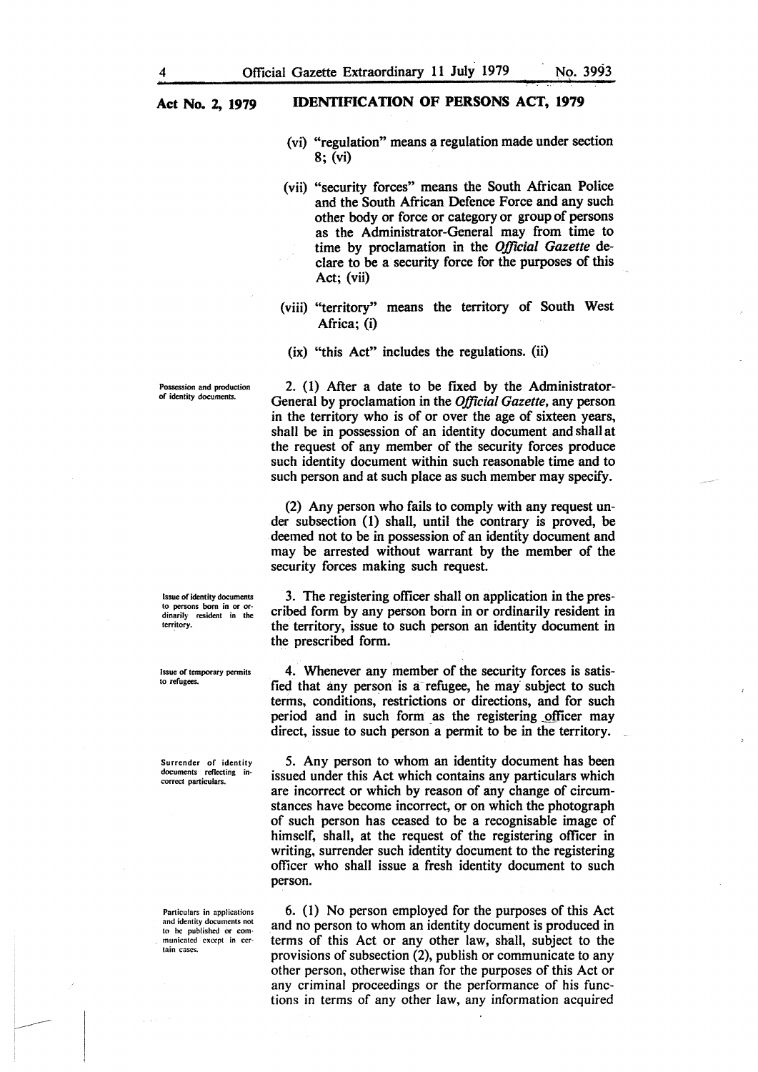**Act No. 2, 1979** **IDENTIFICATION OF PERSONS ACT, 1979**

(vi) "regulation" means a regulation made under section 8; (vi)

(vii) "security forces" means the South African Police and the South African Defence Force and any such other body or force or category or group of persons as the Administrator-General may from time to time by proclamation in the *Official Gazette* declare to be a security force for the purposes of this Act; (vii)

(viii) "territory" means the territory of South West Africa; (i)

(ix) "this Act" includes the regulations. (ii)

*Possession and production of identity documents.*

2. (1) After a date to be fixed by the Administrator-General by proclamation in the *Official Gazette*, any person in the territory who is of or over the age of sixteen years, shall be in possession of an identity document and shall at the request of any member of the security forces produce such identity document within such reasonable time and to such person and at such place as such member may specify.

(2) Any person who fails to comply with any request under subsection (1) shall, until the contrary is proved, be deemed not to be in possession of an identity document and may be arrested without warrant by the member of the security forces making such request.

*Issue of identity documents to persons born in or ordinarily resident in the territory.*

3. The registering officer shall on application in the prescribed form by any person born in or ordinarily resident in the territory, issue to such person an identity document in the prescribed form.

*Issue of temporary permits to refugees.*

4. Whenever any member of the security forces is satisfied that any person is a refugee, he may subject to such terms, conditions, restrictions or directions, and for such period and in such form as the registering officer may direct, issue to such person a permit to be in the territory.

*Surrender of identity documents reflecting incorrect particulars.*

5. Any person to whom an identity document has been issued under this Act which contains any particulars which are incorrect or which by reason of any change of circumstances have become incorrect, or on which the photograph of such person has ceased to be a recognisable image of himself, shall, at the request of the registering officer in writing, surrender such identity document to the registering officer who shall issue a fresh identity document to such person.

*Particulars in applications and identity documents not to be published or communicated except in certain cases.*

6. (1) No person employed for the purposes of this Act and no person to whom an identity document is produced in terms of this Act or any other law, shall, subject to the provisions of subsection (2), publish or communicate to any other person, otherwise than for the purposes of this Act or any criminal proceedings or the performance of his functions in terms of any other law, any information acquired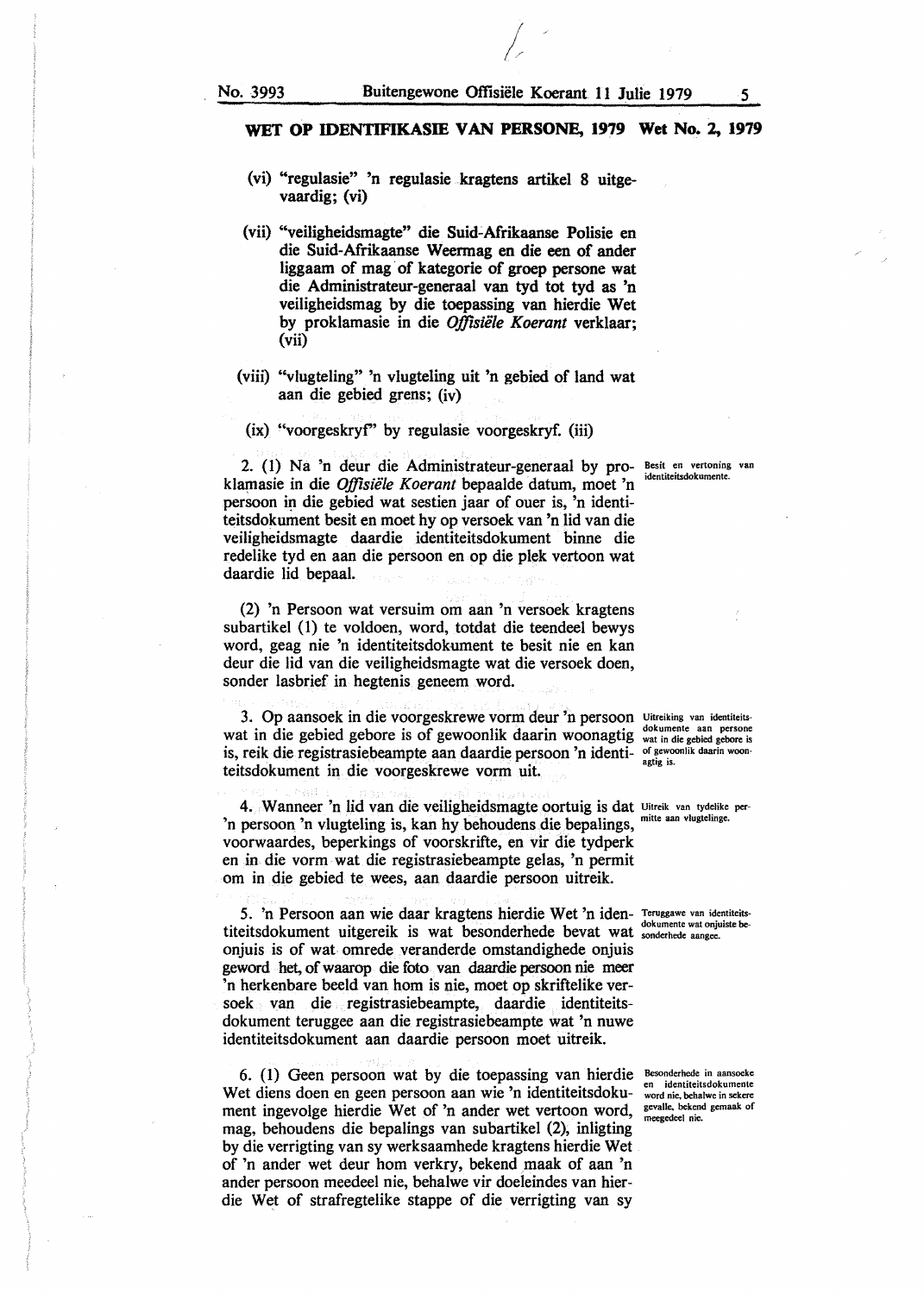## WET OP IDENTIFIKASIE VAN PERSONE, 1979 Wet No. 2, 1979

(vi) "regulasie" 'n regulasie kragtens artikel 8 uitgevaardig; (vi)

(vii) "veiligheidsmagte" die Suid-Afrikaanse Polisie en die Suid-Afrikaanse Weermag en die een of ander liggaam of mag of kategorie of groep persone wat die Administrateur-generaal van tyd tot tyd as 'n veiligheidsmag by die toepassing van hierdie Wet by proklamasie in die *Offisiële Koerant* verklaar; (vii)

(viii) "vlugteling" 'n vlugteling uit 'n gebied of land wat aan die gebied grens; (iv)

(ix) "voorgeskryf" by regulasie voorgeskryf. (iii)

*Besit en vertoning van identiteitsdokumente.*

2. (1) Na 'n deur die Administrateur-generaal by proklamasie in die *Offisiële Koerant* bepaalde datum, moet 'n persoon in die gebied wat sestien jaar of ouer is, 'n identiteitsdokument besit en moet hy op versoek van 'n lid van die veiligheidsmagte daardie identiteitsdokument binne die redelike tyd en aan die persoon en op die plek vertoon wat daardie lid bepaal.

(2) 'n Persoon wat versuim om aan 'n versoek kragtens subartikel (1) te voldoen, word, totdat die teendeel bewys word, geag nie 'n identiteitsdokument te besit nie en kan deur die lid van die veiligheidsmagte wat die versoek doen, sonder lasbrief in hegtenis geneem word.

*Uitreiking van identiteitsdokumente aan persone wat in die gebied gebore is of gewoonlik daarin woonagtig is.*

3. Op aansoek in die voorgeskrewe vorm deur 'n persoon wat in die gebied gebore is of gewoonlik daarin woonagtig is, reik die registrasiebeampte aan daardie persoon 'n identiteitsdokument in die voorgeskrewe vorm uit.

*Uitreik van tydelike permitte aan vlugtelinge.*

4. Wanneer 'n lid van die veiligheidsmagte oortuig is dat 'n persoon 'n vlugteling is, kan hy behoudens die bepalings, voorwaardes, beperkings of voorskrifte, en vir die tydperk en in die vorm wat die registrasiebeampte gelas, 'n permit om in die gebied te wees, aan daardie persoon uitreik.

*Teruggawe van identiteitsdokumente wat onjuiste besonderhede aangee.*

5. 'n Persoon aan wie daar kragtens hierdie Wet 'n identiteitsdokument uitgereik is wat besonderhede bevat wat onjuis is of wat omrede veranderde omstandighede onjuis geword het, of waarop die foto van daardie persoon nie meer 'n herkenbare beeld van hom is nie, moet op skriftelike versoek van die registrasiebeampte, daardie identiteitsdokument teruggee aan die registrasiebeampte wat 'n nuwe identiteitsdokument aan daardie persoon moet uitreik.

*Besonderhede in aansoeke en identiteitsdokumente word nie, behalwe in sekere gevalle, bekend gemaak of meegedeel nie.*

6. (1) Geen persoon wat by die toepassing van hierdie Wet diens doen en geen persoon aan wie 'n identiteitsdokument ingevolge hierdie Wet of 'n ander wet vertoon word, mag, behoudens die bepalings van subartikel (2), inligting by die verrigting van sy werksaamhede kragtens hierdie Wet of 'n ander wet deur hom verkry, bekend maak of aan 'n ander persoon meedeel nie, behalwe vir doeleindes van hierdie Wet of strafregtelike stappe of die verrigting van sy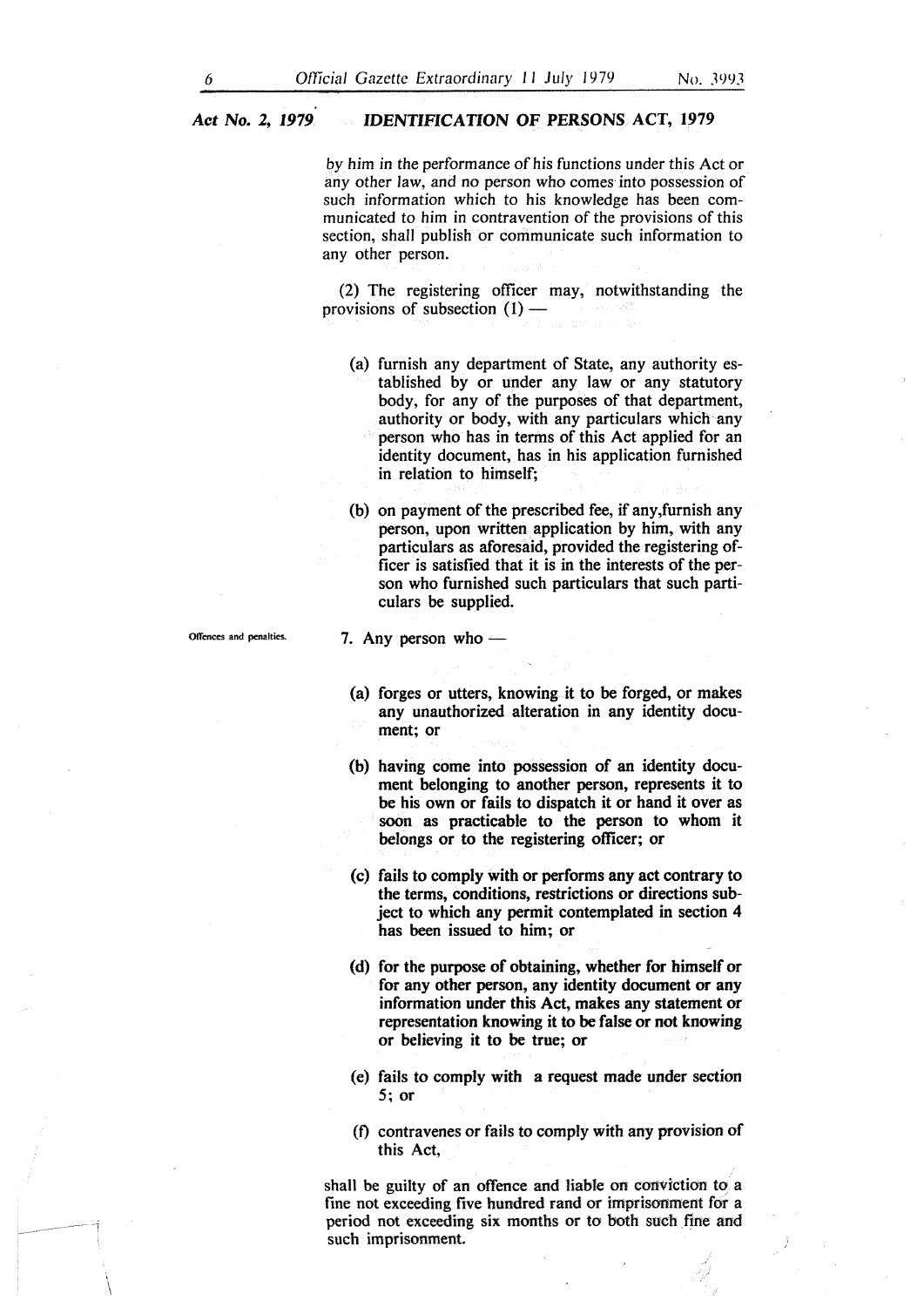by him in the performance of his functions under this Act or any other law, and no person who comes into possession of such information which to his knowledge has been communicated to him in contravention of the provisions of this section, shall publish or communicate such information to any other person.

(2) The registering officer may, notwithstanding the provisions of subsection (1) —

(a) furnish any department of State, any authority established by or under any law or any statutory body, for any of the purposes of that department, authority or body, with any particulars which any person who has in terms of this Act applied for an identity document, has in his application furnished in relation to himself;

(b) on payment of the prescribed fee, if any,furnish any person, upon written application by him, with any particulars as aforesaid, provided the registering officer is satisfied that it is in the interests of the person who furnished such particulars that such particulars be supplied.

Offences and penalties.

7. Any person who —

(a) forges or utters, knowing it to be forged, or makes any unauthorized alteration in any identity document; or

(b) having come into possession of an identity document belonging to another person, represents it to be his own or fails to dispatch it or hand it over as soon as practicable to the person to whom it belongs or to the registering officer; or

(c) fails to comply with or performs any act contrary to the terms, conditions, restrictions or directions subject to which any permit contemplated in section 4 has been issued to him; or

(d) for the purpose of obtaining, whether for himself or for any other person, any identity document or any information under this Act, makes any statement or representation knowing it to be false or not knowing or believing it to be true; or

(e) fails to comply with a request made under section 5; or

(f) contravenes or fails to comply with any provision of this Act,

shall be guilty of an offence and liable on conviction to a fine not exceeding five hundred rand or imprisonment for a period not exceeding six months or to both such fine and such imprisonment.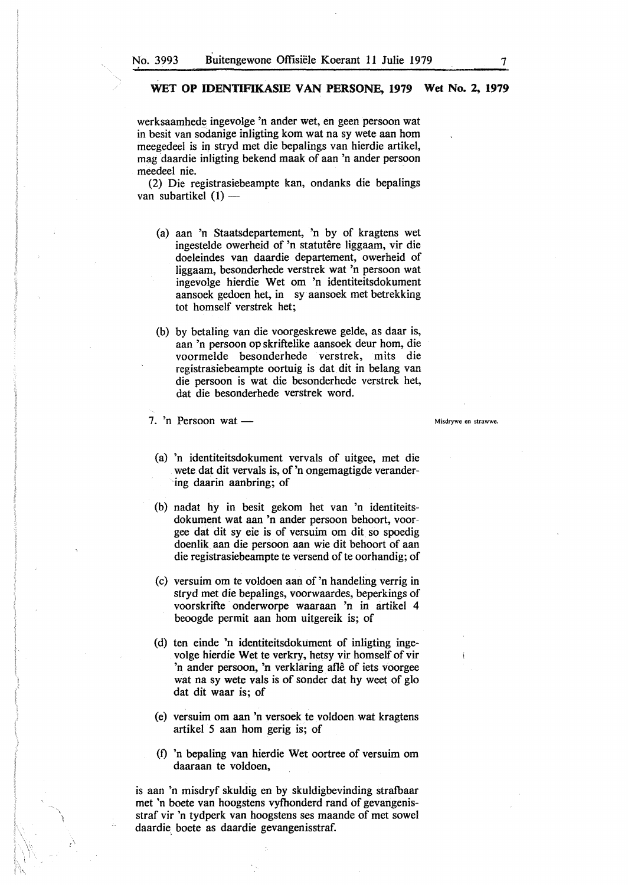werksaamhede ingevolge 'n ander wet, en geen persoon wat in besit van sodanige inligting kom wat na sy wete aan hom meegedeel is in stryd met die bepalings van hierdie artikel, mag daardie inligting bekend maak of aan 'n ander persoon meedeel nie.

(2) Die registrasiebeampte kan, ondanks die bepalings van subartikel (1) —

(a) aan 'n Staatsdepartement, 'n by of kragtens wet ingestelde owerheid of 'n statutêre liggaam, vir die doeleindes van daardie departement, owerheid of liggaam, besonderhede verstrek wat 'n persoon wat ingevolge hierdie Wet om 'n identiteitsdokument aansoek gedoen het, in sy aansoek met betrekking tot homself verstrek het;

(b) by betaling van die voorgeskrewe gelde, as daar is, aan 'n persoon op skriftelike aansoek deur hom, die voormelde besonderhede verstrek, mits die registrasiebeampte oortuig is dat dit in belang van die persoon is wat die besonderhede verstrek het, dat die besonderhede verstrek word.

Misdrywe en strawwe.

7. 'n Persoon wat —

(a) 'n identiteitsdokument vervals of uitgee, met die wete dat dit vervals is, of 'n ongemagtigde verandering daarin aanbring; of

(b) nadat hy in besit gekom het van 'n identiteitsdokument wat aan 'n ander persoon behoort, voorgee dat dit sy eie is of versuim om dit so spoedig doenlik aan die persoon aan wie dit behoort of aan die registrasiebeampte te versend of te oorhandig; of

(c) versuim om te voldoen aan of 'n handeling verrig in stryd met die bepalings, voorwaardes, beperkings of voorskrifte onderworpe waaraan 'n in artikel 4 beoogde permit aan hom uitgereik is; of

(d) ten einde 'n identiteitsdokument of inligting ingevolge hierdie Wet te verkry, hetsy vir homself of vir 'n ander persoon, 'n verklaring aflê of iets voorgee wat na sy wete vals is of sonder dat hy weet of glo dat dit waar is; of

(e) versuim om aan 'n versoek te voldoen wat kragtens artikel 5 aan hom gerig is; of

(f) 'n bepaling van hierdie Wet oortree of versuim om daaraan te voldoen,

is aan 'n misdryf skuldig en by skuldigbevinding strafbaar met 'n boete van hoogstens vyfhonderd rand of gevangenisstraf vir 'n tydperk van hoogstens ses maande of met sowel daardie boete as daardie gevangenisstraf.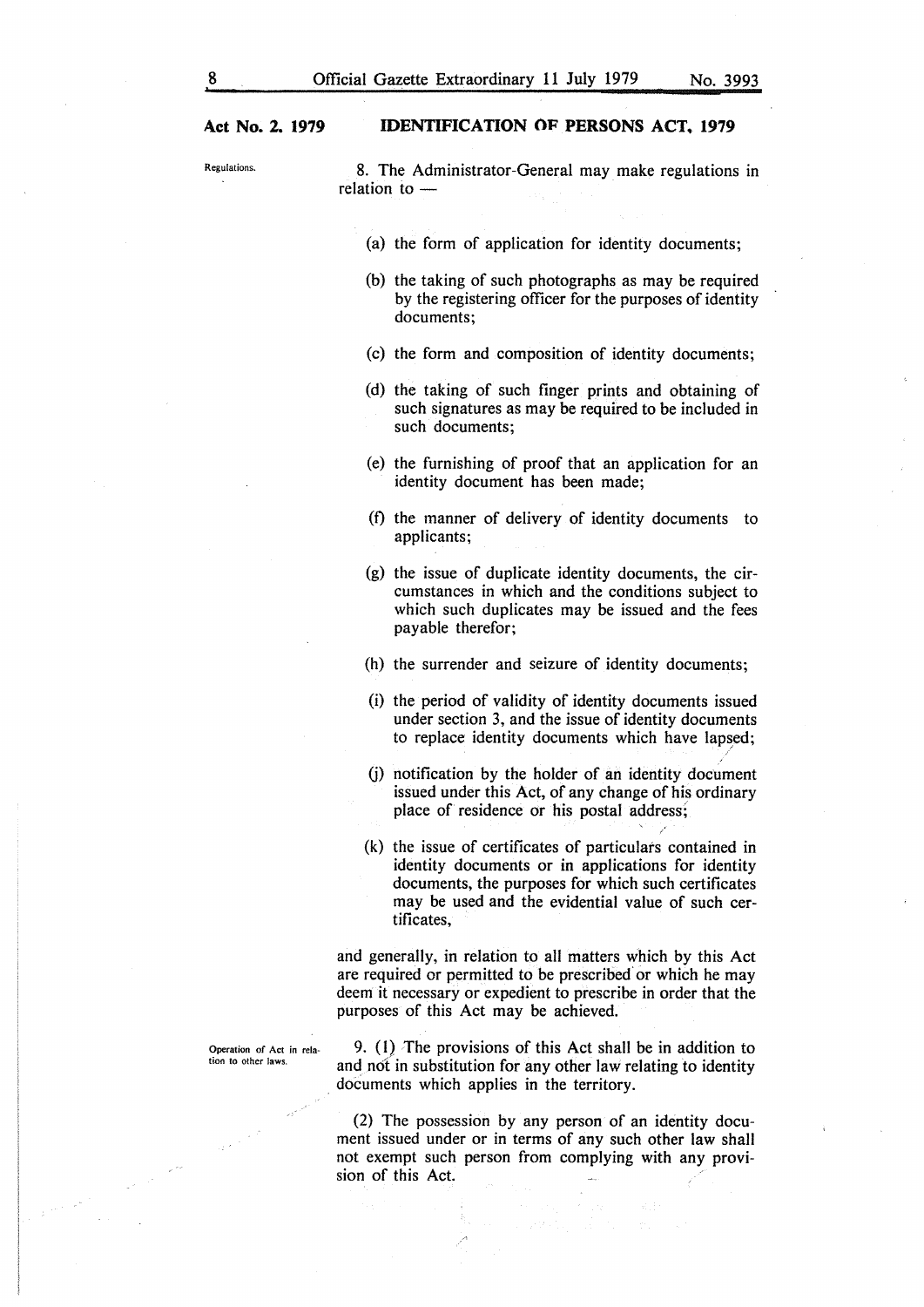**Regulations.**

8. The Administrator-General may make regulations in relation to —

(a) the form of application for identity documents;

(b) the taking of such photographs as may be required by the registering officer for the purposes of identity documents;

(c) the form and composition of identity documents;

(d) the taking of such finger prints and obtaining of such signatures as may be required to be included in such documents;

(e) the furnishing of proof that an application for an identity document has been made;

(f) the manner of delivery of identity documents to applicants;

(g) the issue of duplicate identity documents, the circumstances in which and the conditions subject to which such duplicates may be issued and the fees payable therefor;

(h) the surrender and seizure of identity documents;

(i) the period of validity of identity documents issued under section 3, and the issue of identity documents to replace identity documents which have lapsed;

(j) notification by the holder of an identity document issued under this Act, of any change of his ordinary place of residence or his postal address;

(k) the issue of certificates of particulars contained in identity documents or in applications for identity documents, the purposes for which such certificates may be used and the evidential value of such certificates,

and generally, in relation to all matters which by this Act are required or permitted to be prescribed or which he may deem it necessary or expedient to prescribe in order that the purposes of this Act may be achieved.

**Operation of Act in relation to other laws.**

9. (1) The provisions of this Act shall be in addition to and not in substitution for any other law relating to identity documents which applies in the territory.

(2) The possession by any person of an identity document issued under or in terms of any such other law shall not exempt such person from complying with any provision of this Act.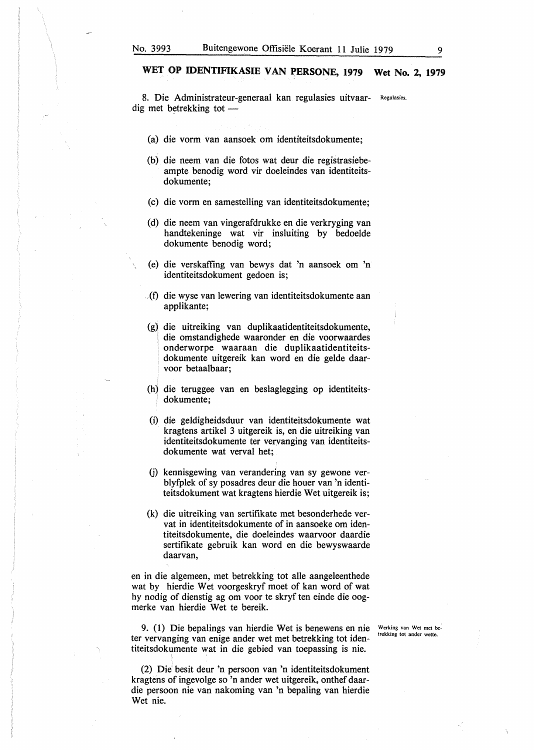## WET OP IDENTIFIKASIE VAN PERSONE, 1979 Wet No. 2, 1979

**Regulasies.**

8. Die Administrateur-generaal kan regulasies uitvaardig met betrekking tot —

(a) die vorm van aansoek om identiteitsdokumente;

(b) die neem van die fotos wat deur die registrasiebeampte benodig word vir doeleindes van identiteitsdokumente;

(c) die vorm en samestelling van identiteitsdokumente;

(d) die neem van vingerafdrukke en die verkryging van handtekeninge wat vir insluiting by bedoelde dokumente benodig word;

(e) die verskaffing van bewys dat 'n aansoek om 'n identiteitsdokument gedoen is;

(f) die wyse van lewering van identiteitsdokumente aan applikante;

(g) die uitreiking van duplikaatidentiteitsdokumente, die omstandighede waaronder en die voorwaardes onderworpe waaraan die duplikaatidentiteitsdokumente uitgereik kan word en die gelde daarvoor betaalbaar;

(h) die teruggee van en beslaglegging op identiteitsdokumente;

(i) die geldigheidsduur van identiteitsdokumente wat kragtens artikel 3 uitgereik is, en die uitreiking van identiteitsdokumente ter vervanging van identiteitsdokumente wat verval het;

(j) kennisgewing van verandering van sy gewone verblyfplek of sy posadres deur die houer van 'n identiteitsdokument wat kragtens hierdie Wet uitgereik is;

(k) die uitreiking van sertifikate met besonderhede vervat in identiteitsdokumente of in aansoeke om identiteitsdokumente, die doeleindes waarvoor daardie sertifikate gebruik kan word en die bewyswaarde daarvan,

en in die algemeen, met betrekking tot alle aangeleenthede wat by hierdie Wet voorgeskryf moet of kan word of wat hy nodig of dienstig ag om voor te skryf ten einde die oogmerke van hierdie Wet te bereik.

**Werking van Wet met betrekking tot ander wette.**

9. (1) Die bepalings van hierdie Wet is benewens en nie ter vervanging van enige ander wet met betrekking tot identiteitsdokumente wat in die gebied van toepassing is nie.

(2) Die besit deur 'n persoon van 'n identiteitsdokument kragtens of ingevolge so 'n ander wet uitgereik, onthef daardie persoon nie van nakoming van 'n bepaling van hierdie Wet nie.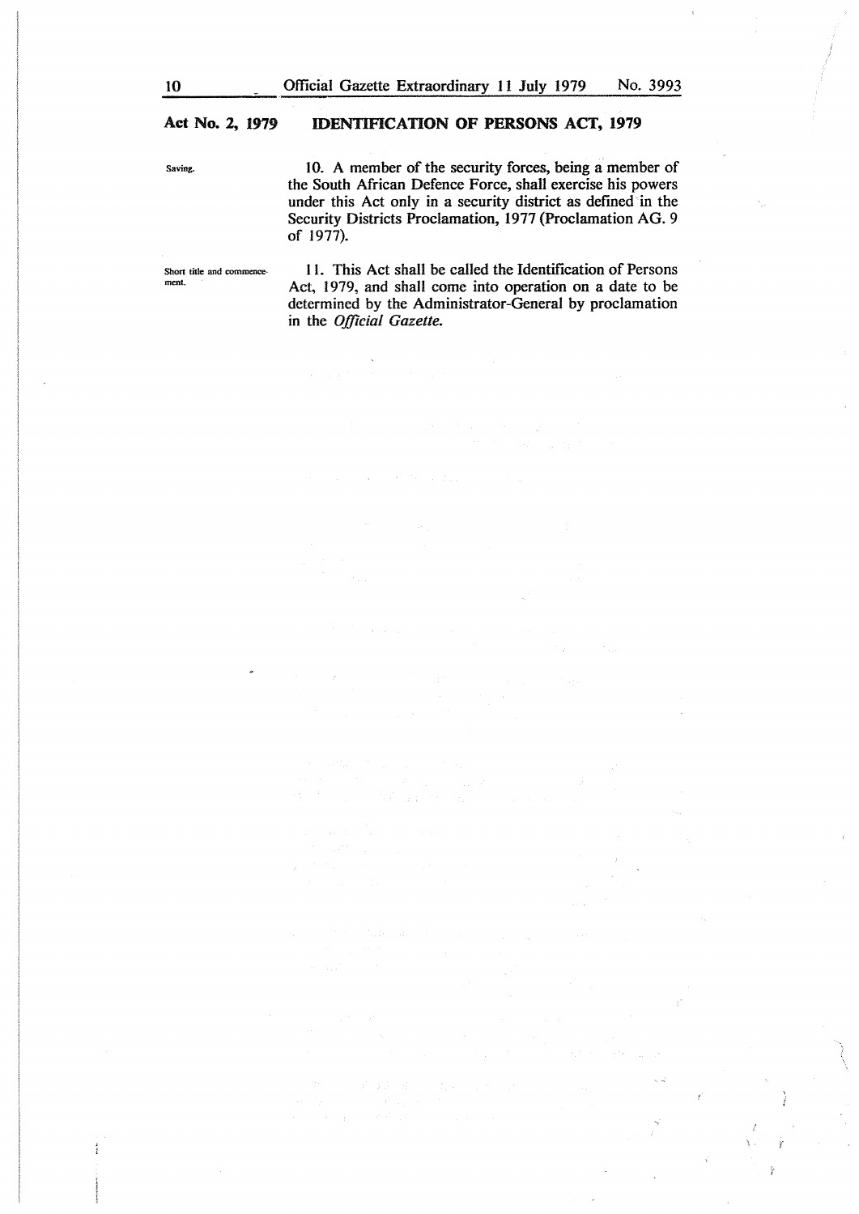Saving.

10. A member of the security forces, being a member of the South African Defence Force, shall exercise his powers under this Act only in a security district as defined in the Security Districts Proclamation, 1977 (Proclamation AG. 9 of 1977).

Short title and commencement.

11. This Act shall be called the Identification of Persons Act, 1979, and shall come into operation on a date to be determined by the Administrator-General by proclamation in the *Official Gazette*.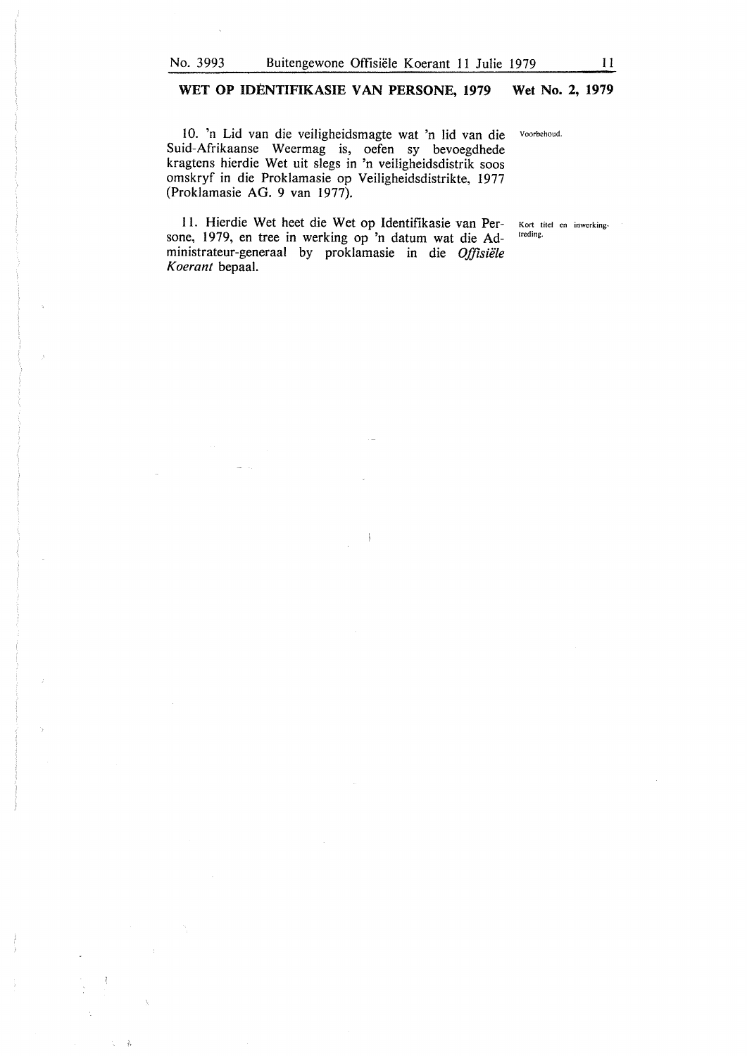10. 'n Lid van die veiligheidsmagte wat 'n lid van die Suid-Afrikaanse Weermag is, oefen sy bevoegdhede kragtens hierdie Wet uit slegs in 'n veiligheidsdistrik soos omskryf in die Proklamasie op Veiligheidsdistrikte, 1977 (Proklamasie AG. 9 van 1977).

Voorbehoud.

11. Hierdie Wet heet die Wet op Identifikasie van Persone, 1979, en tree in werking op 'n datum wat die Administrateur-generaal by proklamasie in die *Offisiële Koerant* bepaal.

Kort titel en inwerkingtreding.